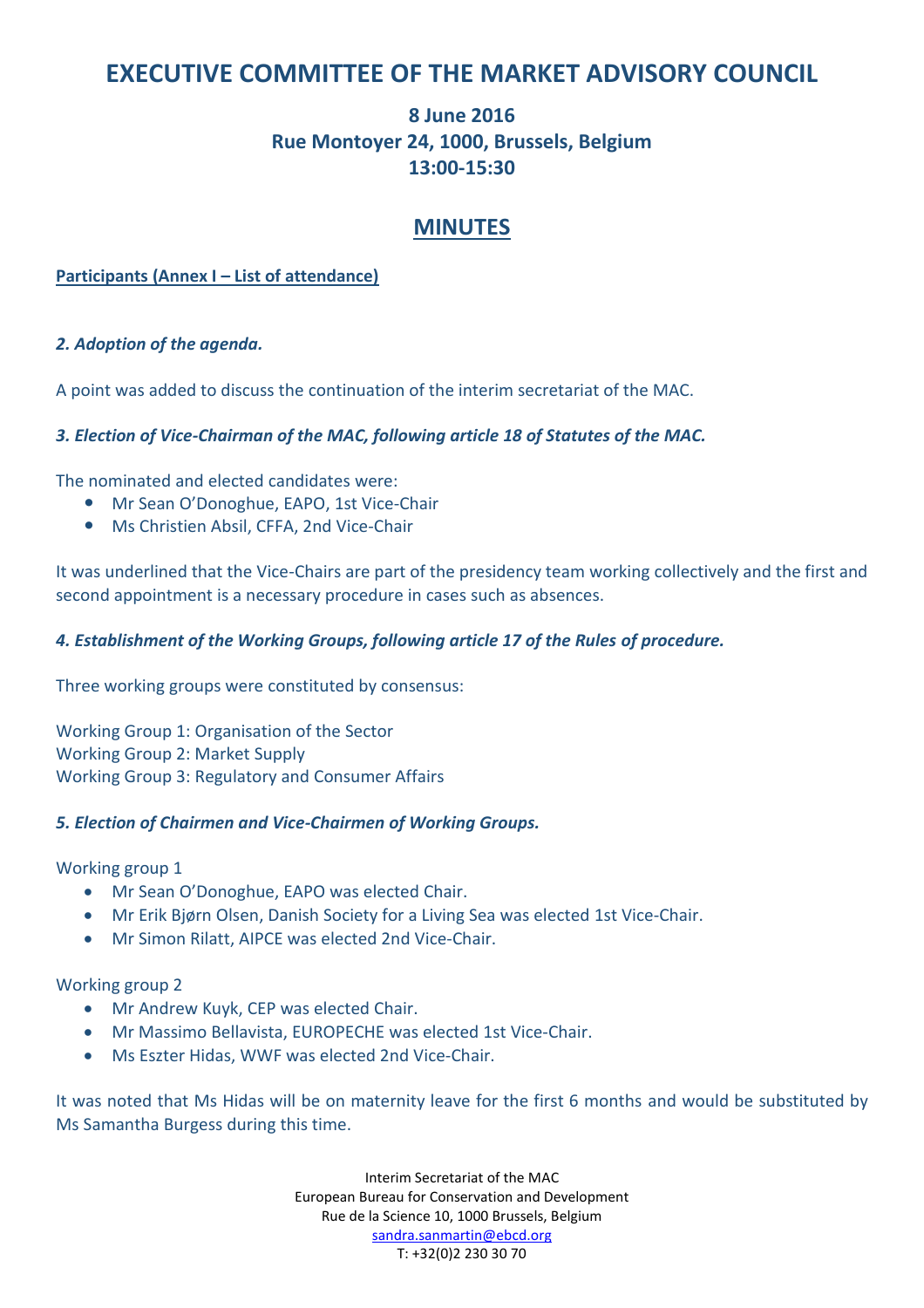# EXECUTIVE COMMITTEE OF THE MARKET ADVISORY COUNCIL

## 8 June 2016
## Rue Montoyer 24, 1000, Brussels, Belgium
## 13:00-15:30

## MINUTES

**Participants (Annex I – List of attendance)**

***2. Adoption of the agenda.***

A point was added to discuss the continuation of the interim secretariat of the MAC.

***3. Election of Vice-Chairman of the MAC, following article 18 of Statutes of the MAC.***

The nominated and elected candidates were:

- Mr Sean O'Donoghue, EAPO, 1st Vice-Chair
- Ms Christien Absil, CFFA, 2nd Vice-Chair

It was underlined that the Vice-Chairs are part of the presidency team working collectively and the first and second appointment is a necessary procedure in cases such as absences.

***4. Establishment of the Working Groups, following article 17 of the Rules of procedure.***

Three working groups were constituted by consensus:

Working Group 1: Organisation of the Sector
Working Group 2: Market Supply
Working Group 3: Regulatory and Consumer Affairs

***5. Election of Chairmen and Vice-Chairmen of Working Groups.***

Working group 1

- Mr Sean O'Donoghue, EAPO was elected Chair.
- Mr Erik Bjørn Olsen, Danish Society for a Living Sea was elected 1st Vice-Chair.
- Mr Simon Rilatt, AIPCE was elected 2nd Vice-Chair.

Working group 2

- Mr Andrew Kuyk, CEP was elected Chair.
- Mr Massimo Bellavista, EUROPECHE was elected 1st Vice-Chair.
- Ms Eszter Hidas, WWF was elected 2nd Vice-Chair.

It was noted that Ms Hidas will be on maternity leave for the first 6 months and would be substituted by Ms Samantha Burgess during this time.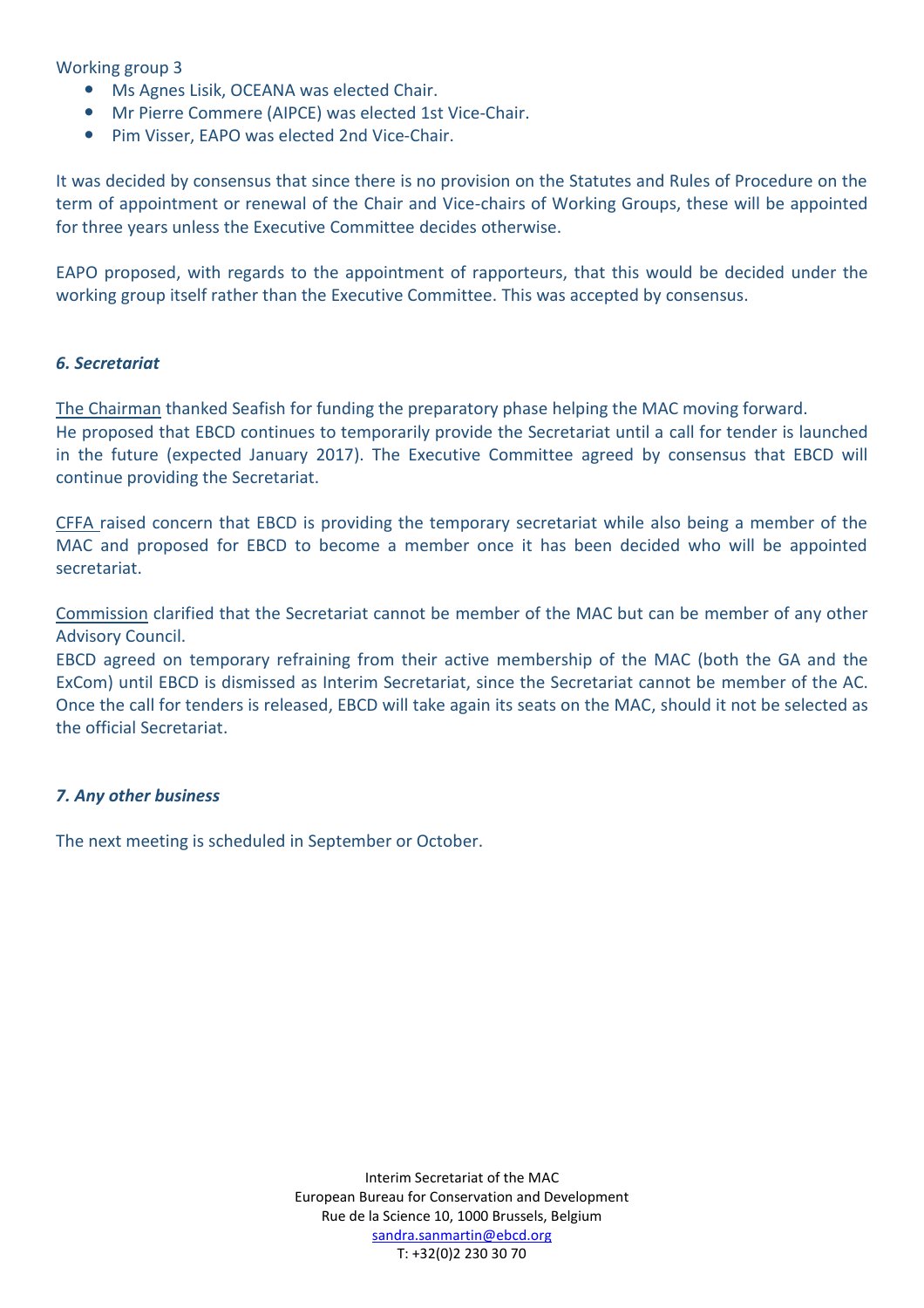Working group 3

- Ms Agnes Lisik, OCEANA was elected Chair.
- Mr Pierre Commere (AIPCE) was elected 1st Vice-Chair.
- Pim Visser, EAPO was elected 2nd Vice-Chair.

It was decided by consensus that since there is no provision on the Statutes and Rules of Procedure on the term of appointment or renewal of the Chair and Vice-chairs of Working Groups, these will be appointed for three years unless the Executive Committee decides otherwise.

EAPO proposed, with regards to the appointment of rapporteurs, that this would be decided under the working group itself rather than the Executive Committee. This was accepted by consensus.

### *6. Secretariat*

The Chairman thanked Seafish for funding the preparatory phase helping the MAC moving forward.
He proposed that EBCD continues to temporarily provide the Secretariat until a call for tender is launched in the future (expected January 2017). The Executive Committee agreed by consensus that EBCD will continue providing the Secretariat.

CFFA raised concern that EBCD is providing the temporary secretariat while also being a member of the MAC and proposed for EBCD to become a member once it has been decided who will be appointed secretariat.

Commission clarified that the Secretariat cannot be member of the MAC but can be member of any other Advisory Council.
EBCD agreed on temporary refraining from their active membership of the MAC (both the GA and the ExCom) until EBCD is dismissed as Interim Secretariat, since the Secretariat cannot be member of the AC. Once the call for tenders is released, EBCD will take again its seats on the MAC, should it not be selected as the official Secretariat.

### *7. Any other business*

The next meeting is scheduled in September or October.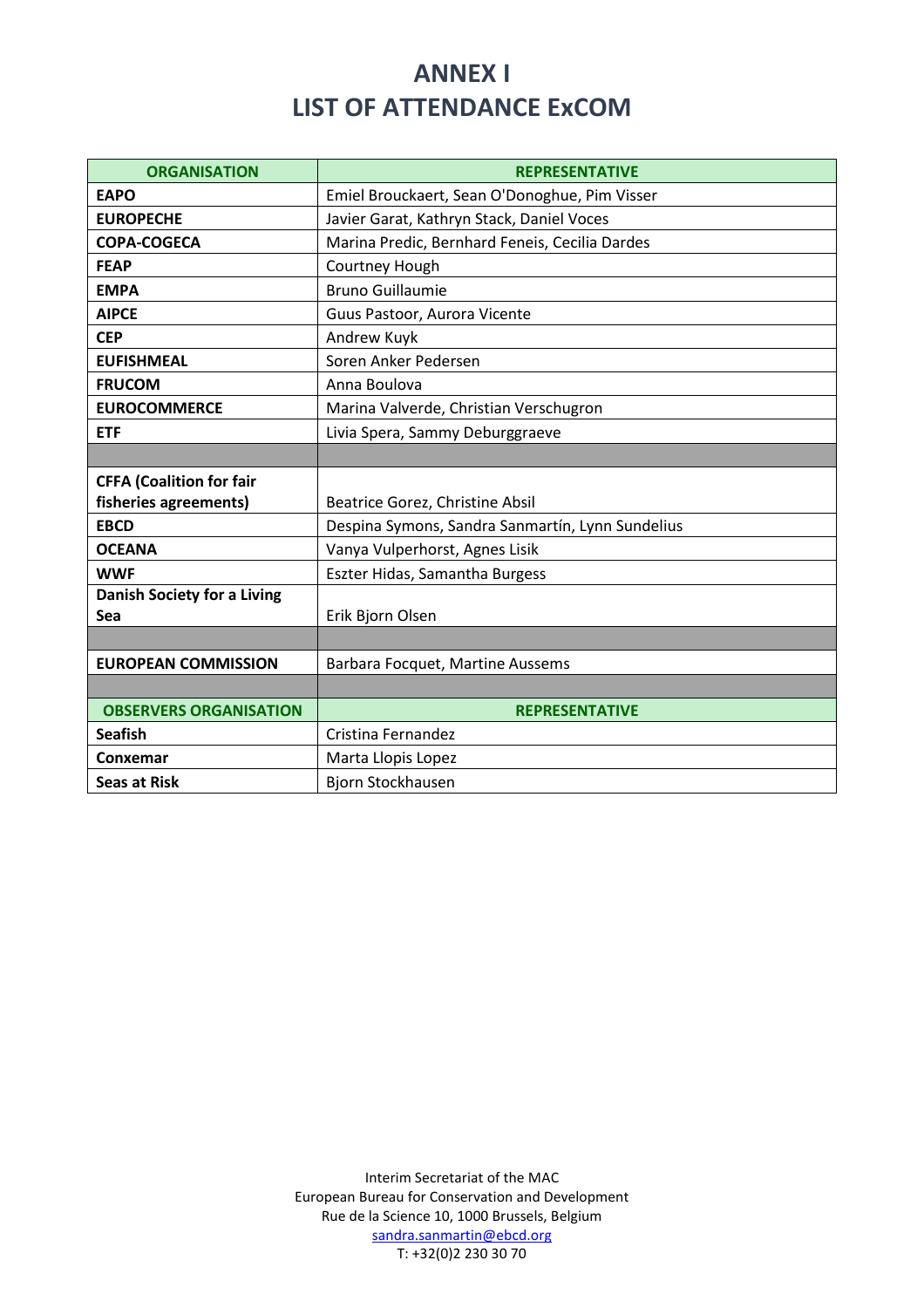# ANNEX I
# LIST OF ATTENDANCE ExCOM

| ORGANISATION | REPRESENTATIVE |
|---|---|
| **EAPO** | Emiel Brouckaert, Sean O'Donoghue, Pim Visser |
| **EUROPECHE** | Javier Garat, Kathryn Stack, Daniel Voces |
| **COPA-COGECA** | Marina Predic, Bernhard Feneis, Cecilia Dardes |
| **FEAP** | Courtney Hough |
| **EMPA** | Bruno Guillaumie |
| **AIPCE** | Guus Pastoor, Aurora Vicente |
| **CEP** | Andrew Kuyk |
| **EUFISHMEAL** | Soren Anker Pedersen |
| **FRUCOM** | Anna Boulova |
| **EUROCOMMERCE** | Marina Valverde, Christian Verschugron |
| **ETF** | Livia Spera, Sammy Deburggraeve |
| | |
| **CFFA (Coalition for fair fisheries agreements)** | Beatrice Gorez, Christine Absil |
| **EBCD** | Despina Symons, Sandra Sanmartín, Lynn Sundelius |
| **OCEANA** | Vanya Vulperhorst, Agnes Lisik |
| **WWF** | Eszter Hidas, Samantha Burgess |
| **Danish Society for a Living Sea** | Erik Bjorn Olsen |
| | |
| **EUROPEAN COMMISSION** | Barbara Focquet, Martine Aussems |
| | |
| **OBSERVERS ORGANISATION** | **REPRESENTATIVE** |
| **Seafish** | Cristina Fernandez |
| **Conxemar** | Marta Llopis Lopez |
| **Seas at Risk** | Bjorn Stockhausen |

Interim Secretariat of the MAC
European Bureau for Conservation and Development
Rue de la Science 10, 1000 Brussels, Belgium
sandra.sanmartin@ebcd.org
T: +32(0)2 230 30 70